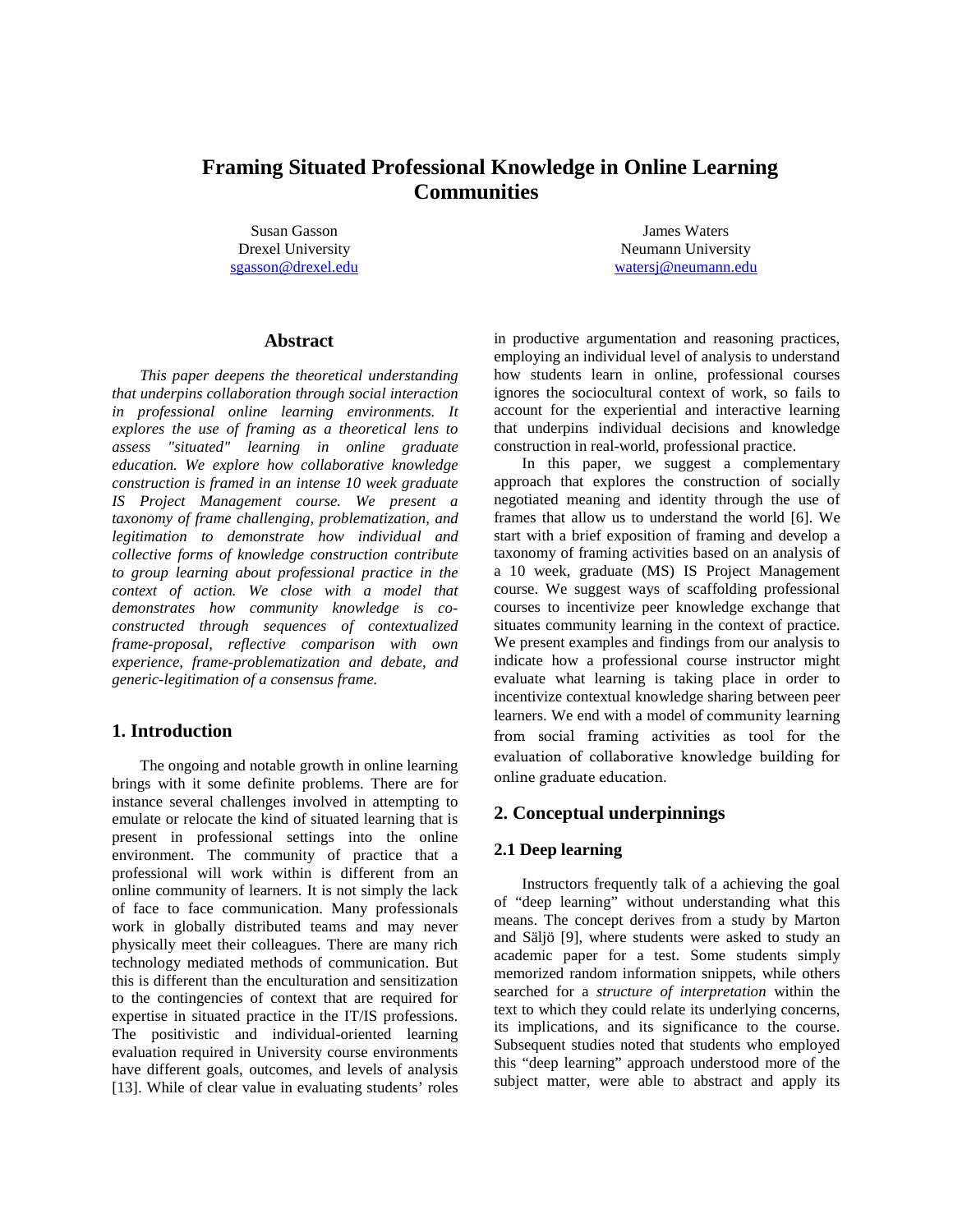# Framing Situated Professional Knowledge in Online Learning Communities

Susan Gasson
Drexel University
sgasson@drexel.edu

James Waters
Neumann University
watersj@neumann.edu

## Abstract

*This paper deepens the theoretical understanding that underpins collaboration through social interaction in professional online learning environments. It explores the use of framing as a theoretical lens to assess "situated" learning in online graduate education. We explore how collaborative knowledge construction is framed in an intense 10 week graduate IS Project Management course. We present a taxonomy of frame challenging, problematization, and legitimation to demonstrate how individual and collective forms of knowledge construction contribute to group learning about professional practice in the context of action. We close with a model that demonstrates how community knowledge is co-constructed through sequences of contextualized frame-proposal, reflective comparison with own experience, frame-problematization and debate, and generic-legitimation of a consensus frame.*

## 1. Introduction

The ongoing and notable growth in online learning brings with it some definite problems. There are for instance several challenges involved in attempting to emulate or relocate the kind of situated learning that is present in professional settings into the online environment. The community of practice that a professional will work within is different from an online community of learners. It is not simply the lack of face to face communication. Many professionals work in globally distributed teams and may never physically meet their colleagues. There are many rich technology mediated methods of communication. But this is different than the enculturation and sensitization to the contingencies of context that are required for expertise in situated practice in the IT/IS professions. The positivistic and individual-oriented learning evaluation required in University course environments have different goals, outcomes, and levels of analysis [13]. While of clear value in evaluating students' roles in productive argumentation and reasoning practices, employing an individual level of analysis to understand how students learn in online, professional courses ignores the sociocultural context of work, so fails to account for the experiential and interactive learning that underpins individual decisions and knowledge construction in real-world, professional practice.

In this paper, we suggest a complementary approach that explores the construction of socially negotiated meaning and identity through the use of frames that allow us to understand the world [6]. We start with a brief exposition of framing and develop a taxonomy of framing activities based on an analysis of a 10 week, graduate (MS) IS Project Management course. We suggest ways of scaffolding professional courses to incentivize peer knowledge exchange that situates community learning in the context of practice. We present examples and findings from our analysis to indicate how a professional course instructor might evaluate what learning is taking place in order to incentivize contextual knowledge sharing between peer learners. We end with a model of community learning from social framing activities as tool for the evaluation of collaborative knowledge building for online graduate education.

## 2. Conceptual underpinnings

### 2.1 Deep learning

Instructors frequently talk of a achieving the goal of "deep learning" without understanding what this means. The concept derives from a study by Marton and Säljö [9], where students were asked to study an academic paper for a test. Some students simply memorized random information snippets, while others searched for a *structure of interpretation* within the text to which they could relate its underlying concerns, its implications, and its significance to the course. Subsequent studies noted that students who employed this "deep learning" approach understood more of the subject matter, were able to abstract and apply its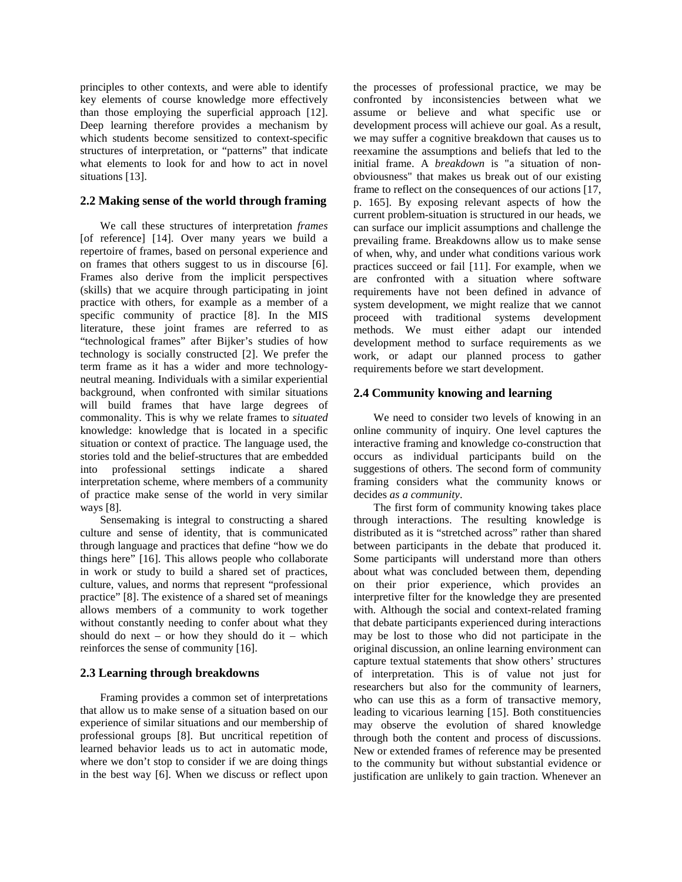principles to other contexts, and were able to identify key elements of course knowledge more effectively than those employing the superficial approach [12]. Deep learning therefore provides a mechanism by which students become sensitized to context-specific structures of interpretation, or "patterns" that indicate what elements to look for and how to act in novel situations [13].

## 2.2 Making sense of the world through framing

We call these structures of interpretation *frames* [of reference] [14]. Over many years we build a repertoire of frames, based on personal experience and on frames that others suggest to us in discourse [6]. Frames also derive from the implicit perspectives (skills) that we acquire through participating in joint practice with others, for example as a member of a specific community of practice [8]. In the MIS literature, these joint frames are referred to as "technological frames" after Bijker's studies of how technology is socially constructed [2]. We prefer the term frame as it has a wider and more technology-neutral meaning. Individuals with a similar experiential background, when confronted with similar situations will build frames that have large degrees of commonality. This is why we relate frames to *situated* knowledge: knowledge that is located in a specific situation or context of practice. The language used, the stories told and the belief-structures that are embedded into professional settings indicate a shared interpretation scheme, where members of a community of practice make sense of the world in very similar ways [8].

Sensemaking is integral to constructing a shared culture and sense of identity, that is communicated through language and practices that define "how we do things here" [16]. This allows people who collaborate in work or study to build a shared set of practices, culture, values, and norms that represent "professional practice" [8]. The existence of a shared set of meanings allows members of a community to work together without constantly needing to confer about what they should do next – or how they should do it – which reinforces the sense of community [16].

## 2.3 Learning through breakdowns

Framing provides a common set of interpretations that allow us to make sense of a situation based on our experience of similar situations and our membership of professional groups [8]. But uncritical repetition of learned behavior leads us to act in automatic mode, where we don't stop to consider if we are doing things in the best way [6]. When we discuss or reflect upon the processes of professional practice, we may be confronted by inconsistencies between what we assume or believe and what specific use or development process will achieve our goal. As a result, we may suffer a cognitive breakdown that causes us to reexamine the assumptions and beliefs that led to the initial frame. A *breakdown* is "a situation of non-obviousness" that makes us break out of our existing frame to reflect on the consequences of our actions [17, p. 165]. By exposing relevant aspects of how the current problem-situation is structured in our heads, we can surface our implicit assumptions and challenge the prevailing frame. Breakdowns allow us to make sense of when, why, and under what conditions various work practices succeed or fail [11]. For example, when we are confronted with a situation where software requirements have not been defined in advance of system development, we might realize that we cannot proceed with traditional systems development methods. We must either adapt our intended development method to surface requirements as we work, or adapt our planned process to gather requirements before we start development.

## 2.4 Community knowing and learning

We need to consider two levels of knowing in an online community of inquiry. One level captures the interactive framing and knowledge co-construction that occurs as individual participants build on the suggestions of others. The second form of community framing considers what the community knows or decides *as a community*.

The first form of community knowing takes place through interactions. The resulting knowledge is distributed as it is "stretched across" rather than shared between participants in the debate that produced it. Some participants will understand more than others about what was concluded between them, depending on their prior experience, which provides an interpretive filter for the knowledge they are presented with. Although the social and context-related framing that debate participants experienced during interactions may be lost to those who did not participate in the original discussion, an online learning environment can capture textual statements that show others' structures of interpretation. This is of value not just for researchers but also for the community of learners, who can use this as a form of transactive memory, leading to vicarious learning [15]. Both constituencies may observe the evolution of shared knowledge through both the content and process of discussions. New or extended frames of reference may be presented to the community but without substantial evidence or justification are unlikely to gain traction. Whenever an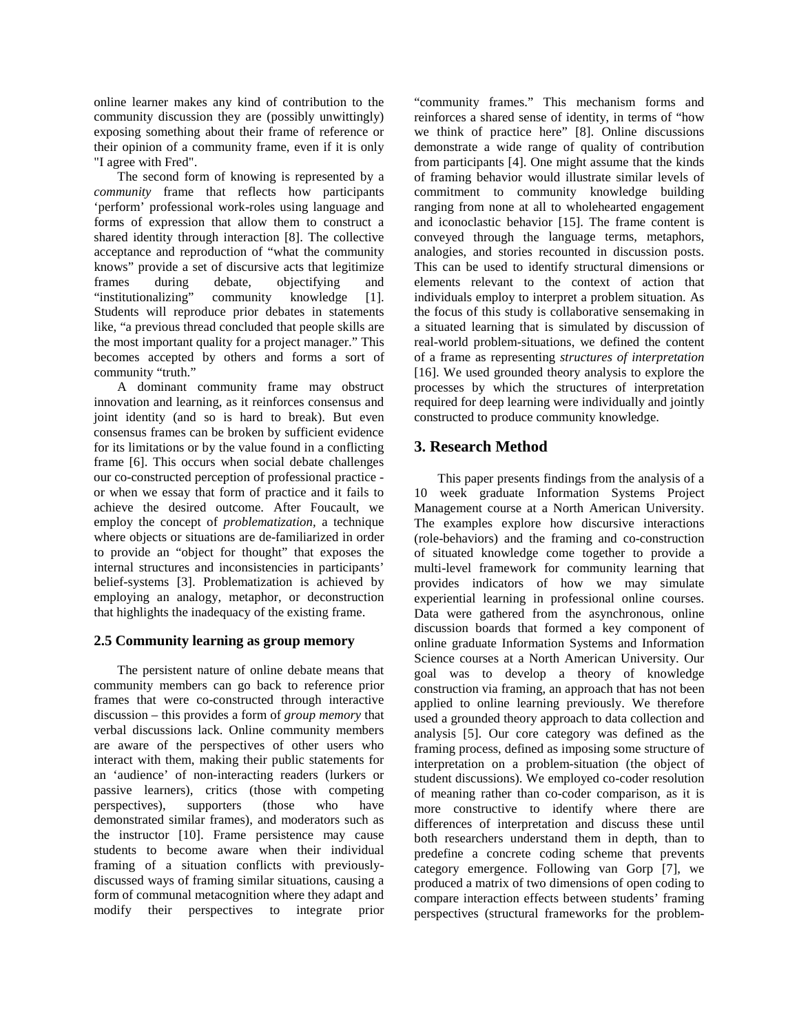online learner makes any kind of contribution to the community discussion they are (possibly unwittingly) exposing something about their frame of reference or their opinion of a community frame, even if it is only "I agree with Fred".

The second form of knowing is represented by a *community* frame that reflects how participants 'perform' professional work-roles using language and forms of expression that allow them to construct a shared identity through interaction [8]. The collective acceptance and reproduction of "what the community knows" provide a set of discursive acts that legitimize frames during debate, objectifying and "institutionalizing" community knowledge [1]. Students will reproduce prior debates in statements like, "a previous thread concluded that people skills are the most important quality for a project manager." This becomes accepted by others and forms a sort of community "truth."

A dominant community frame may obstruct innovation and learning, as it reinforces consensus and joint identity (and so is hard to break). But even consensus frames can be broken by sufficient evidence for its limitations or by the value found in a conflicting frame [6]. This occurs when social debate challenges our co-constructed perception of professional practice - or when we essay that form of practice and it fails to achieve the desired outcome. After Foucault, we employ the concept of *problematization*, a technique where objects or situations are de-familiarized in order to provide an "object for thought" that exposes the internal structures and inconsistencies in participants' belief-systems [3]. Problematization is achieved by employing an analogy, metaphor, or deconstruction that highlights the inadequacy of the existing frame.

### 2.5 Community learning as group memory

The persistent nature of online debate means that community members can go back to reference prior frames that were co-constructed through interactive discussion – this provides a form of *group memory* that verbal discussions lack. Online community members are aware of the perspectives of other users who interact with them, making their public statements for an 'audience' of non-interacting readers (lurkers or passive learners), critics (those with competing perspectives), supporters (those who have demonstrated similar frames), and moderators such as the instructor [10]. Frame persistence may cause students to become aware when their individual framing of a situation conflicts with previously-discussed ways of framing similar situations, causing a form of communal metacognition where they adapt and modify their perspectives to integrate prior "community frames." This mechanism forms and reinforces a shared sense of identity, in terms of "how we think of practice here" [8]. Online discussions demonstrate a wide range of quality of contribution from participants [4]. One might assume that the kinds of framing behavior would illustrate similar levels of commitment to community knowledge building ranging from none at all to wholehearted engagement and iconoclastic behavior [15]. The frame content is conveyed through the language terms, metaphors, analogies, and stories recounted in discussion posts. This can be used to identify structural dimensions or elements relevant to the context of action that individuals employ to interpret a problem situation. As the focus of this study is collaborative sensemaking in a situated learning that is simulated by discussion of real-world problem-situations, we defined the content of a frame as representing *structures of interpretation* [16]. We used grounded theory analysis to explore the processes by which the structures of interpretation required for deep learning were individually and jointly constructed to produce community knowledge.

## 3. Research Method

This paper presents findings from the analysis of a 10 week graduate Information Systems Project Management course at a North American University. The examples explore how discursive interactions (role-behaviors) and the framing and co-construction of situated knowledge come together to provide a multi-level framework for community learning that provides indicators of how we may simulate experiential learning in professional online courses. Data were gathered from the asynchronous, online discussion boards that formed a key component of online graduate Information Systems and Information Science courses at a North American University. Our goal was to develop a theory of knowledge construction via framing, an approach that has not been applied to online learning previously. We therefore used a grounded theory approach to data collection and analysis [5]. Our core category was defined as the framing process, defined as imposing some structure of interpretation on a problem-situation (the object of student discussions). We employed co-coder resolution of meaning rather than co-coder comparison, as it is more constructive to identify where there are differences of interpretation and discuss these until both researchers understand them in depth, than to predefine a concrete coding scheme that prevents category emergence. Following van Gorp [7], we produced a matrix of two dimensions of open coding to compare interaction effects between students' framing perspectives (structural frameworks for the problem-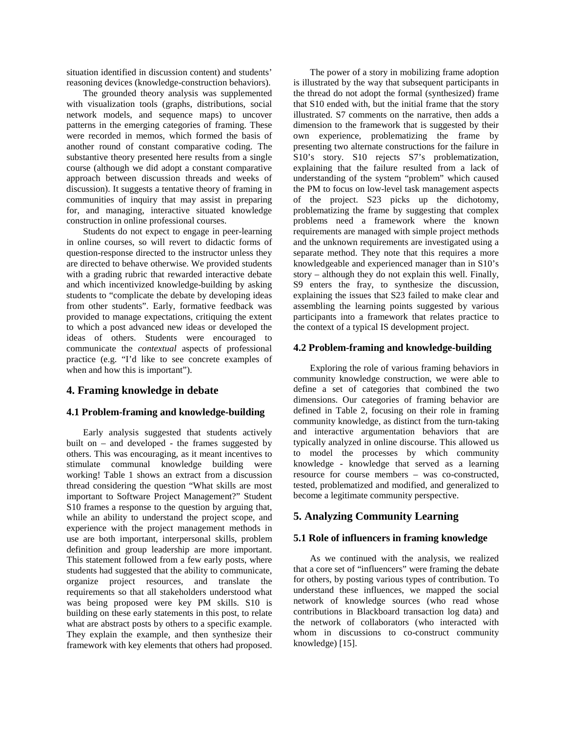situation identified in discussion content) and students' reasoning devices (knowledge-construction behaviors).

The grounded theory analysis was supplemented with visualization tools (graphs, distributions, social network models, and sequence maps) to uncover patterns in the emerging categories of framing. These were recorded in memos, which formed the basis of another round of constant comparative coding. The substantive theory presented here results from a single course (although we did adopt a constant comparative approach between discussion threads and weeks of discussion). It suggests a tentative theory of framing in communities of inquiry that may assist in preparing for, and managing, interactive situated knowledge construction in online professional courses.

Students do not expect to engage in peer-learning in online courses, so will revert to didactic forms of question-response directed to the instructor unless they are directed to behave otherwise. We provided students with a grading rubric that rewarded interactive debate and which incentivized knowledge-building by asking students to "complicate the debate by developing ideas from other students". Early, formative feedback was provided to manage expectations, critiquing the extent to which a post advanced new ideas or developed the ideas of others. Students were encouraged to communicate the *contextual* aspects of professional practice (e.g. "I'd like to see concrete examples of when and how this is important").

## 4. Framing knowledge in debate

### 4.1 Problem-framing and knowledge-building

Early analysis suggested that students actively built on – and developed - the frames suggested by others. This was encouraging, as it meant incentives to stimulate communal knowledge building were working! Table 1 shows an extract from a discussion thread considering the question "What skills are most important to Software Project Management?" Student S10 frames a response to the question by arguing that, while an ability to understand the project scope, and experience with the project management methods in use are both important, interpersonal skills, problem definition and group leadership are more important. This statement followed from a few early posts, where students had suggested that the ability to communicate, organize project resources, and translate the requirements so that all stakeholders understood what was being proposed were key PM skills. S10 is building on these early statements in this post, to relate what are abstract posts by others to a specific example. They explain the example, and then synthesize their framework with key elements that others had proposed.

The power of a story in mobilizing frame adoption is illustrated by the way that subsequent participants in the thread do not adopt the formal (synthesized) frame that S10 ended with, but the initial frame that the story illustrated. S7 comments on the narrative, then adds a dimension to the framework that is suggested by their own experience, problematizing the frame by presenting two alternate constructions for the failure in S10's story. S10 rejects S7's problematization, explaining that the failure resulted from a lack of understanding of the system "problem" which caused the PM to focus on low-level task management aspects of the project. S23 picks up the dichotomy, problematizing the frame by suggesting that complex problems need a framework where the known requirements are managed with simple project methods and the unknown requirements are investigated using a separate method. They note that this requires a more knowledgeable and experienced manager than in S10's story – although they do not explain this well. Finally, S9 enters the fray, to synthesize the discussion, explaining the issues that S23 failed to make clear and assembling the learning points suggested by various participants into a framework that relates practice to the context of a typical IS development project.

### 4.2 Problem-framing and knowledge-building

Exploring the role of various framing behaviors in community knowledge construction, we were able to define a set of categories that combined the two dimensions. Our categories of framing behavior are defined in Table 2, focusing on their role in framing community knowledge, as distinct from the turn-taking and interactive argumentation behaviors that are typically analyzed in online discourse. This allowed us to model the processes by which community knowledge - knowledge that served as a learning resource for course members – was co-constructed, tested, problematized and modified, and generalized to become a legitimate community perspective.

## 5. Analyzing Community Learning

### 5.1 Role of influencers in framing knowledge

As we continued with the analysis, we realized that a core set of "influencers" were framing the debate for others, by posting various types of contribution. To understand these influences, we mapped the social network of knowledge sources (who read whose contributions in Blackboard transaction log data) and the network of collaborators (who interacted with whom in discussions to co-construct community knowledge) [15].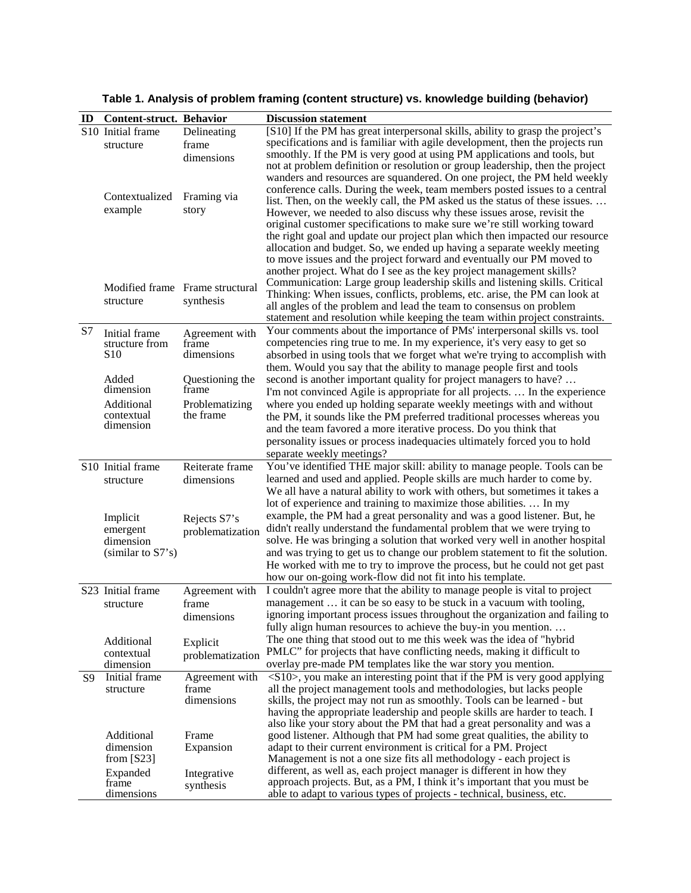**Table 1. Analysis of problem framing (content structure) vs. knowledge building (behavior)**

| ID | Content-struct. | Behavior | Discussion statement |
|---|---|---|---|
| S10 | Initial frame structure<br><br>Contextualized example<br><br>Modified frame structure | Delineating frame dimensions<br><br>Framing via story<br><br>Frame structural synthesis | [S10] If the PM has great interpersonal skills, ability to grasp the project's specifications and is familiar with agile development, then the projects run smoothly. If the PM is very good at using PM applications and tools, but not at problem definition or resolution or group leadership, then the project wanders and resources are squandered. On one project, the PM held weekly conference calls. During the week, team members posted issues to a central list. Then, on the weekly call, the PM asked us the status of these issues. … However, we needed to also discuss why these issues arose, revisit the original customer specifications to make sure we're still working toward the right goal and update our project plan which then impacted our resource allocation and budget. So, we ended up having a separate weekly meeting to move issues and the project forward and eventually our PM moved to another project. What do I see as the key project management skills? Communication: Large group leadership skills and listening skills. Critical Thinking: When issues, conflicts, problems, etc. arise, the PM can look at all angles of the problem and lead the team to consensus on problem statement and resolution while keeping the team within project constraints. |
| S7 | Initial frame structure from S10<br><br>Added dimension<br><br>Additional contextual dimension | Agreement with frame dimensions<br><br>Questioning the frame<br><br>Problematizing the frame | Your comments about the importance of PMs' interpersonal skills vs. tool competencies ring true to me. In my experience, it's very easy to get so absorbed in using tools that we forget what we're trying to accomplish with them. Would you say that the ability to manage people first and tools second is another important quality for project managers to have? … I'm not convinced Agile is appropriate for all projects. … In the experience where you ended up holding separate weekly meetings with and without the PM, it sounds like the PM preferred traditional processes whereas you and the team favored a more iterative process. Do you think that personality issues or process inadequacies ultimately forced you to hold separate weekly meetings? |
| S10 | Initial frame structure<br><br>Implicit emergent dimension (similar to S7's) | Reiterate frame dimensions<br><br>Rejects S7's problematization | You've identified THE major skill: ability to manage people. Tools can be learned and used and applied. People skills are much harder to come by. We all have a natural ability to work with others, but sometimes it takes a lot of experience and training to maximize those abilities. … In my example, the PM had a great personality and was a good listener. But, he didn't really understand the fundamental problem that we were trying to solve. He was bringing a solution that worked very well in another hospital and was trying to get us to change our problem statement to fit the solution. He worked with me to try to improve the process, but he could not get past how our on-going work-flow did not fit into his template. |
| S23 | Initial frame structure<br><br>Additional contextual dimension | Agreement with frame dimensions<br><br>Explicit problematization | I couldn't agree more that the ability to manage people is vital to project management … it can be so easy to be stuck in a vacuum with tooling, ignoring important process issues throughout the organization and failing to fully align human resources to achieve the buy-in you mention. … The one thing that stood out to me this week was the idea of "hybrid PMLC" for projects that have conflicting needs, making it difficult to overlay pre-made PM templates like the war story you mention. |
| S9 | Initial frame structure<br><br>Additional dimension from [S23]<br><br>Expanded frame dimensions | Agreement with frame dimensions<br><br>Frame Expansion<br><br>Integrative synthesis | <S10>, you make an interesting point that if the PM is very good applying all the project management tools and methodologies, but lacks people skills, the project may not run as smoothly. Tools can be learned - but having the appropriate leadership and people skills are harder to teach. I also like your story about the PM that had a great personality and was a good listener. Although that PM had some great qualities, the ability to adapt to their current environment is critical for a PM. Project Management is not a one size fits all methodology - each project is different, as well as, each project manager is different in how they approach projects. But, as a PM, I think it's important that you must be able to adapt to various types of projects - technical, business, etc. |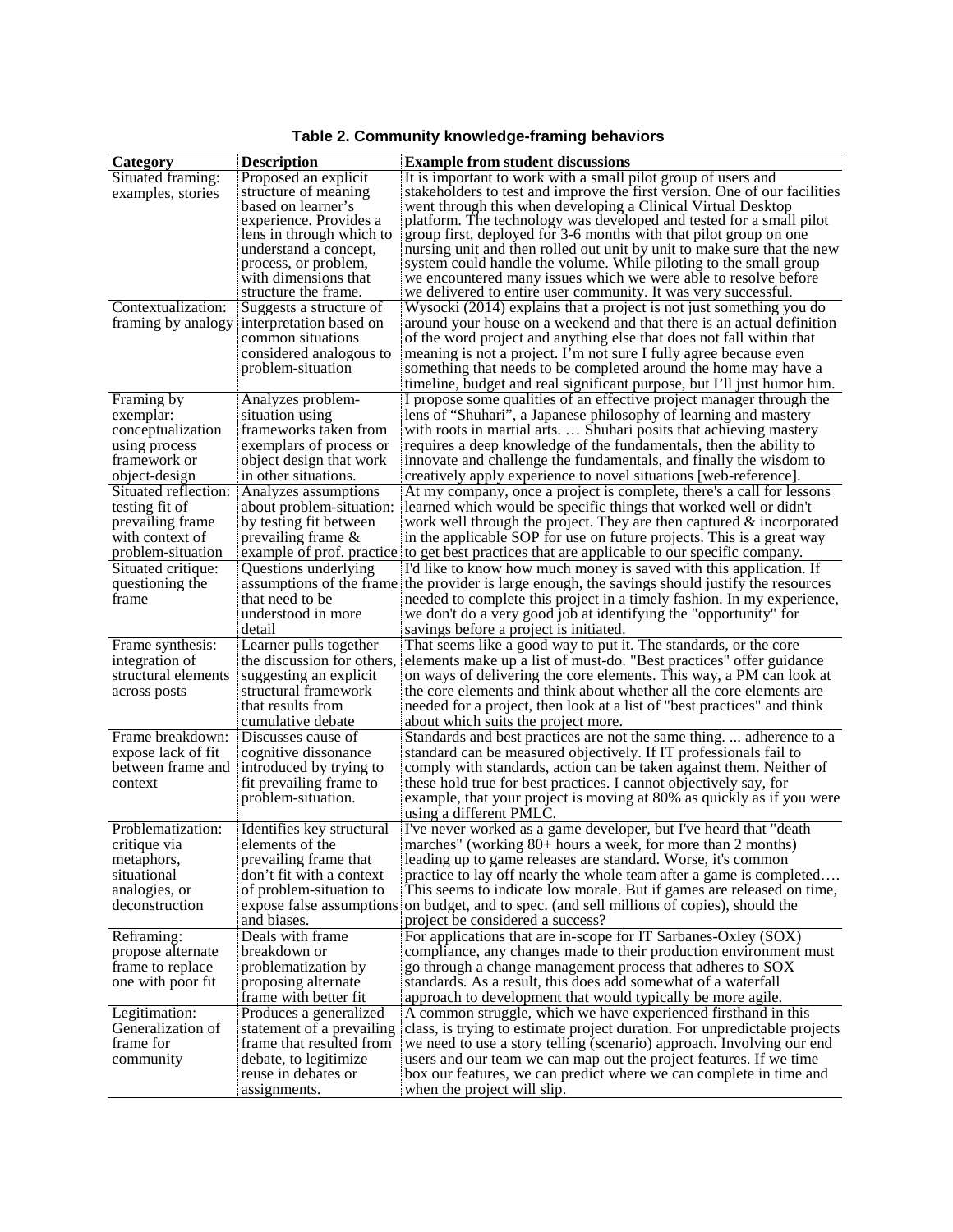**Table 2. Community knowledge-framing behaviors**

| Category | Description | Example from student discussions |
|---|---|---|
| Situated framing: examples, stories | Proposed an explicit structure of meaning based on learner's experience. Provides a lens in through which to understand a concept, process, or problem, with dimensions that structure the frame. | It is important to work with a small pilot group of users and stakeholders to test and improve the first version. One of our facilities went through this when developing a Clinical Virtual Desktop platform. The technology was developed and tested for a small pilot group first, deployed for 3-6 months with that pilot group on one nursing unit and then rolled out unit by unit to make sure that the new system could handle the volume. While piloting to the small group we encountered many issues which we were able to resolve before we delivered to entire user community. It was very successful. |
| Contextualization: framing by analogy | Suggests a structure of interpretation based on common situations considered analogous to problem-situation | Wysocki (2014) explains that a project is not just something you do around your house on a weekend and that there is an actual definition of the word project and anything else that does not fall within that meaning is not a project. I'm not sure I fully agree because even something that needs to be completed around the home may have a timeline, budget and real significant purpose, but I'll just humor him. |
| Framing by exemplar: conceptualization using process framework or object-design | Analyzes problem-situation using frameworks taken from exemplars of process or object design that work in other situations. | I propose some qualities of an effective project manager through the lens of "Shuhari", a Japanese philosophy of learning and mastery with roots in martial arts. … Shuhari posits that achieving mastery requires a deep knowledge of the fundamentals, then the ability to innovate and challenge the fundamentals, and finally the wisdom to creatively apply experience to novel situations [web-reference]. |
| Situated reflection: testing fit of prevailing frame with context of problem-situation | Analyzes assumptions about problem-situation: by testing fit between prevailing frame & example of prof. practice | At my company, once a project is complete, there's a call for lessons learned which would be specific things that worked well or didn't work well through the project. They are then captured & incorporated in the applicable SOP for use on future projects. This is a great way to get best practices that are applicable to our specific company. |
| Situated critique: questioning the frame | Questions underlying assumptions of the frame that need to be understood in more detail | I'd like to know how much money is saved with this application. If the provider is large enough, the savings should justify the resources needed to complete this project in a timely fashion. In my experience, we don't do a very good job at identifying the "opportunity" for savings before a project is initiated. |
| Frame synthesis: integration of structural elements across posts | Learner pulls together the discussion for others, suggesting an explicit structural framework that results from cumulative debate | That seems like a good way to put it. The standards, or the core elements make up a list of must-do. "Best practices" offer guidance on ways of delivering the core elements. This way, a PM can look at the core elements and think about whether all the core elements are needed for a project, then look at a list of "best practices" and think about which suits the project more. |
| Frame breakdown: expose lack of fit between frame and context | Discusses cause of cognitive dissonance introduced by trying to fit prevailing frame to problem-situation. | Standards and best practices are not the same thing. ... adherence to a standard can be measured objectively. If IT professionals fail to comply with standards, action can be taken against them. Neither of these hold true for best practices. I cannot objectively say, for example, that your project is moving at 80% as quickly as if you were using a different PMLC. |
| Problematization: critique via metaphors, situational analogies, or deconstruction | Identifies key structural elements of the prevailing frame that don't fit with a context of problem-situation to expose false assumptions and biases. | I've never worked as a game developer, but I've heard that "death marches" (working 80+ hours a week, for more than 2 months) leading up to game releases are standard. Worse, it's common practice to lay off nearly the whole team after a game is completed…. This seems to indicate low morale. But if games are released on time, on budget, and to spec. (and sell millions of copies), should the project be considered a success? |
| Reframing: propose alternate frame to replace one with poor fit | Deals with frame breakdown or problematization by proposing alternate frame with better fit | For applications that are in-scope for IT Sarbanes-Oxley (SOX) compliance, any changes made to their production environment must go through a change management process that adheres to SOX standards. As a result, this does add somewhat of a waterfall approach to development that would typically be more agile. |
| Legitimation: Generalization of frame for community | Produces a generalized statement of a prevailing frame that resulted from debate, to legitimize reuse in debates or assignments. | A common struggle, which we have experienced firsthand in this class, is trying to estimate project duration. For unpredictable projects we need to use a story telling (scenario) approach. Involving our end users and our team we can map out the project features. If we time box our features, we can predict where we can complete in time and when the project will slip. |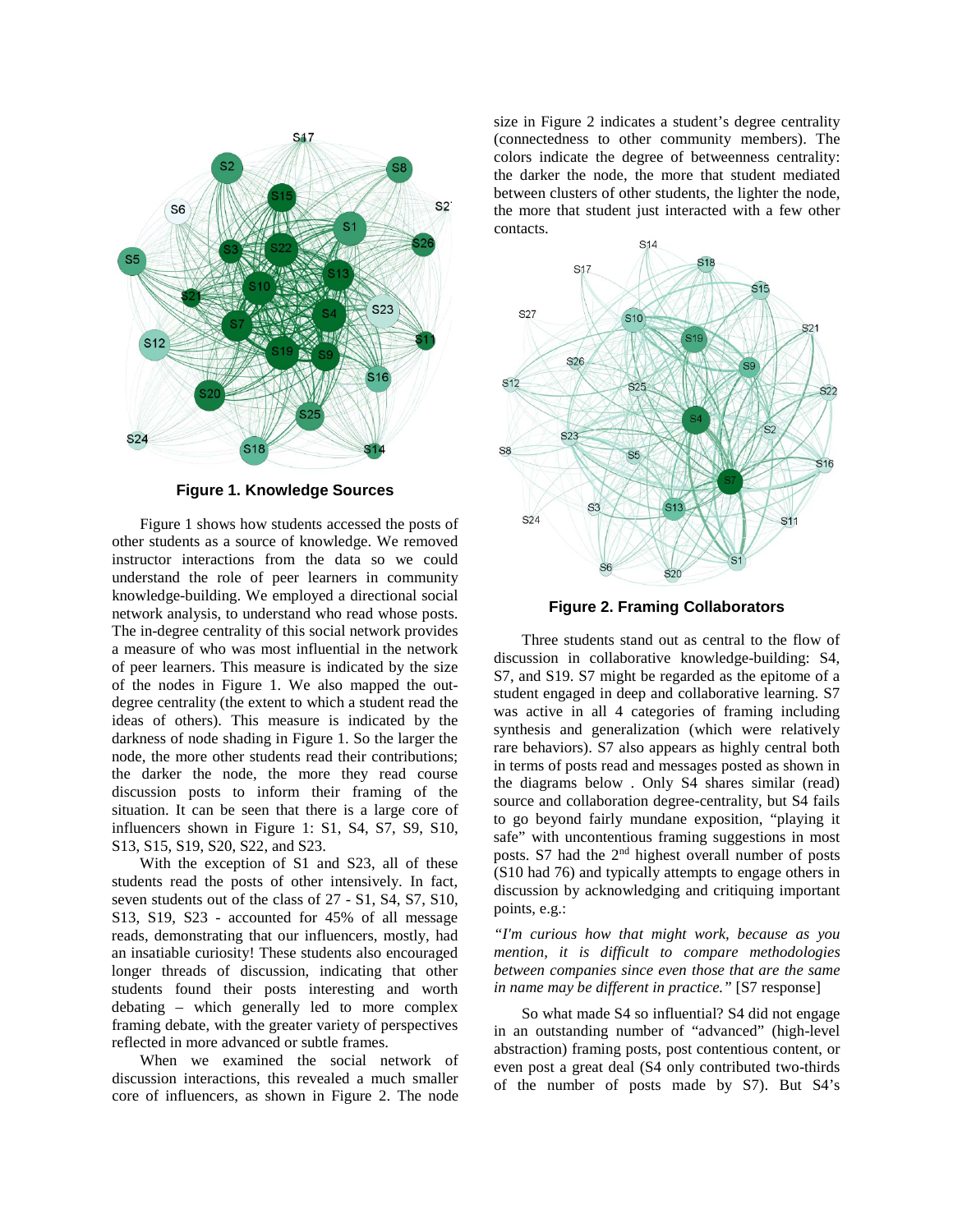**Figure 1. Knowledge Sources**

Figure 1 shows how students accessed the posts of other students as a source of knowledge. We removed instructor interactions from the data so we could understand the role of peer learners in community knowledge-building. We employed a directional social network analysis, to understand who read whose posts. The in-degree centrality of this social network provides a measure of who was most influential in the network of peer learners. This measure is indicated by the size of the nodes in Figure 1. We also mapped the out-degree centrality (the extent to which a student read the ideas of others). This measure is indicated by the darkness of node shading in Figure 1. So the larger the node, the more other students read their contributions; the darker the node, the more they read course discussion posts to inform their framing of the situation. It can be seen that there is a large core of influencers shown in Figure 1: S1, S4, S7, S9, S10, S13, S15, S19, S20, S22, and S23.

With the exception of S1 and S23, all of these students read the posts of other intensively. In fact, seven students out of the class of 27 - S1, S4, S7, S10, S13, S19, S23 - accounted for 45% of all message reads, demonstrating that our influencers, mostly, had an insatiable curiosity! These students also encouraged longer threads of discussion, indicating that other students found their posts interesting and worth debating – which generally led to more complex framing debate, with the greater variety of perspectives reflected in more advanced or subtle frames.

When we examined the social network of discussion interactions, this revealed a much smaller core of influencers, as shown in Figure 2. The node size in Figure 2 indicates a student's degree centrality (connectedness to other community members). The colors indicate the degree of betweenness centrality: the darker the node, the more that student mediated between clusters of other students, the lighter the node, the more that student just interacted with a few other contacts.

**Figure 2. Framing Collaborators**

Three students stand out as central to the flow of discussion in collaborative knowledge-building: S4, S7, and S19. S7 might be regarded as the epitome of a student engaged in deep and collaborative learning. S7 was active in all 4 categories of framing including synthesis and generalization (which were relatively rare behaviors). S7 also appears as highly central both in terms of posts read and messages posted as shown in the diagrams below . Only S4 shares similar (read) source and collaboration degree-centrality, but S4 fails to go beyond fairly mundane exposition, "playing it safe" with uncontentious framing suggestions in most posts. S7 had the 2[nd] highest overall number of posts (S10 had 76) and typically attempts to engage others in discussion by acknowledging and critiquing important points, e.g.:

*"I'm curious how that might work, because as you mention, it is difficult to compare methodologies between companies since even those that are the same in name may be different in practice."* [S7 response]

So what made S4 so influential? S4 did not engage in an outstanding number of "advanced" (high-level abstraction) framing posts, post contentious content, or even post a great deal (S4 only contributed two-thirds of the number of posts made by S7). But S4's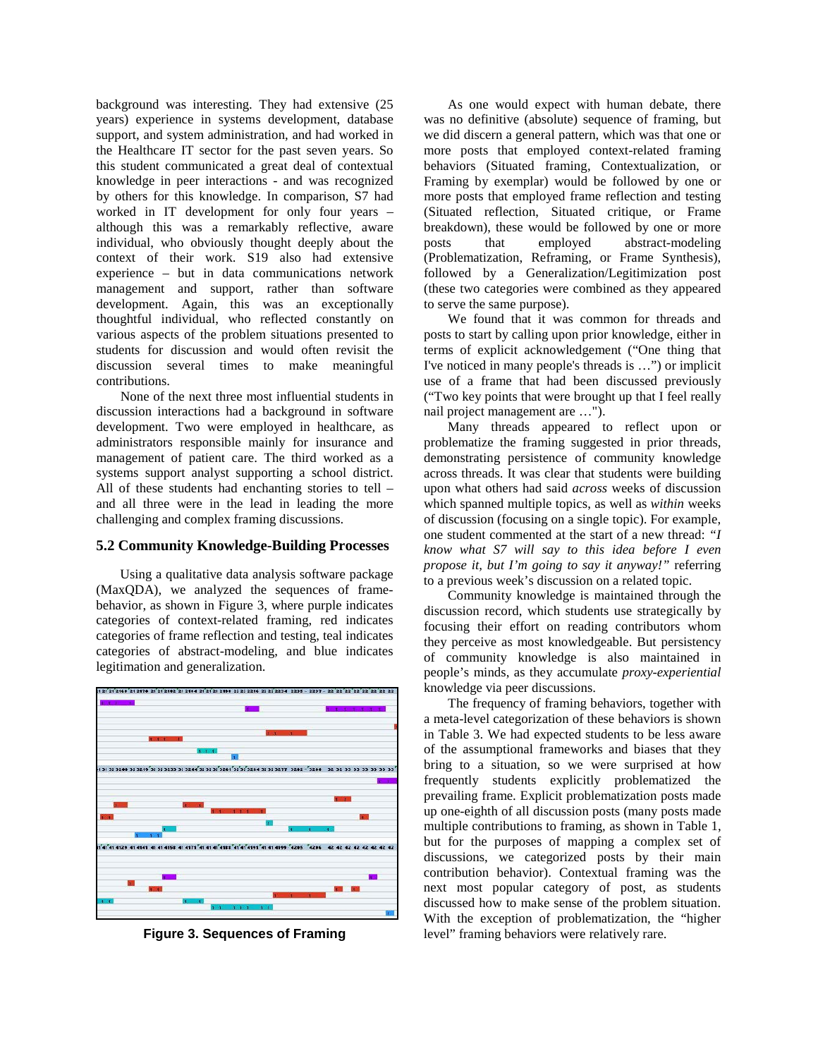background was interesting. They had extensive (25 years) experience in systems development, database support, and system administration, and had worked in the Healthcare IT sector for the past seven years. So this student communicated a great deal of contextual knowledge in peer interactions - and was recognized by others for this knowledge. In comparison, S7 had worked in IT development for only four years – although this was a remarkably reflective, aware individual, who obviously thought deeply about the context of their work. S19 also had extensive experience – but in data communications network management and support, rather than software development. Again, this was an exceptionally thoughtful individual, who reflected constantly on various aspects of the problem situations presented to students for discussion and would often revisit the discussion several times to make meaningful contributions.

None of the next three most influential students in discussion interactions had a background in software development. Two were employed in healthcare, as administrators responsible mainly for insurance and management of patient care. The third worked as a systems support analyst supporting a school district. All of these students had enchanting stories to tell – and all three were in the lead in leading the more challenging and complex framing discussions.

### 5.2 Community Knowledge-Building Processes

Using a qualitative data analysis software package (MaxQDA), we analyzed the sequences of frame-behavior, as shown in Figure 3, where purple indicates categories of context-related framing, red indicates categories of frame reflection and testing, teal indicates categories of abstract-modeling, and blue indicates legitimation and generalization.

**Figure 3. Sequences of Framing**

As one would expect with human debate, there was no definitive (absolute) sequence of framing, but we did discern a general pattern, which was that one or more posts that employed context-related framing behaviors (Situated framing, Contextualization, or Framing by exemplar) would be followed by one or more posts that employed frame reflection and testing (Situated reflection, Situated critique, or Frame breakdown), these would be followed by one or more posts that employed abstract-modeling (Problematization, Reframing, or Frame Synthesis), followed by a Generalization/Legitimization post (these two categories were combined as they appeared to serve the same purpose).

We found that it was common for threads and posts to start by calling upon prior knowledge, either in terms of explicit acknowledgement ("One thing that I've noticed in many people's threads is …") or implicit use of a frame that had been discussed previously ("Two key points that were brought up that I feel really nail project management are …").

Many threads appeared to reflect upon or problematize the framing suggested in prior threads, demonstrating persistence of community knowledge across threads. It was clear that students were building upon what others had said *across* weeks of discussion which spanned multiple topics, as well as *within* weeks of discussion (focusing on a single topic). For example, one student commented at the start of a new thread: *"I know what S7 will say to this idea before I even propose it, but I'm going to say it anyway!"* referring to a previous week's discussion on a related topic.

Community knowledge is maintained through the discussion record, which students use strategically by focusing their effort on reading contributors whom they perceive as most knowledgeable. But persistency of community knowledge is also maintained in people's minds, as they accumulate *proxy-experiential* knowledge via peer discussions.

The frequency of framing behaviors, together with a meta-level categorization of these behaviors is shown in Table 3. We had expected students to be less aware of the assumptional frameworks and biases that they bring to a situation, so we were surprised at how frequently students explicitly problematized the prevailing frame. Explicit problematization posts made up one-eighth of all discussion posts (many posts made multiple contributions to framing, as shown in Table 1, but for the purposes of mapping a complex set of discussions, we categorized posts by their main contribution behavior). Contextual framing was the next most popular category of post, as students discussed how to make sense of the problem situation. With the exception of problematization, the "higher level" framing behaviors were relatively rare.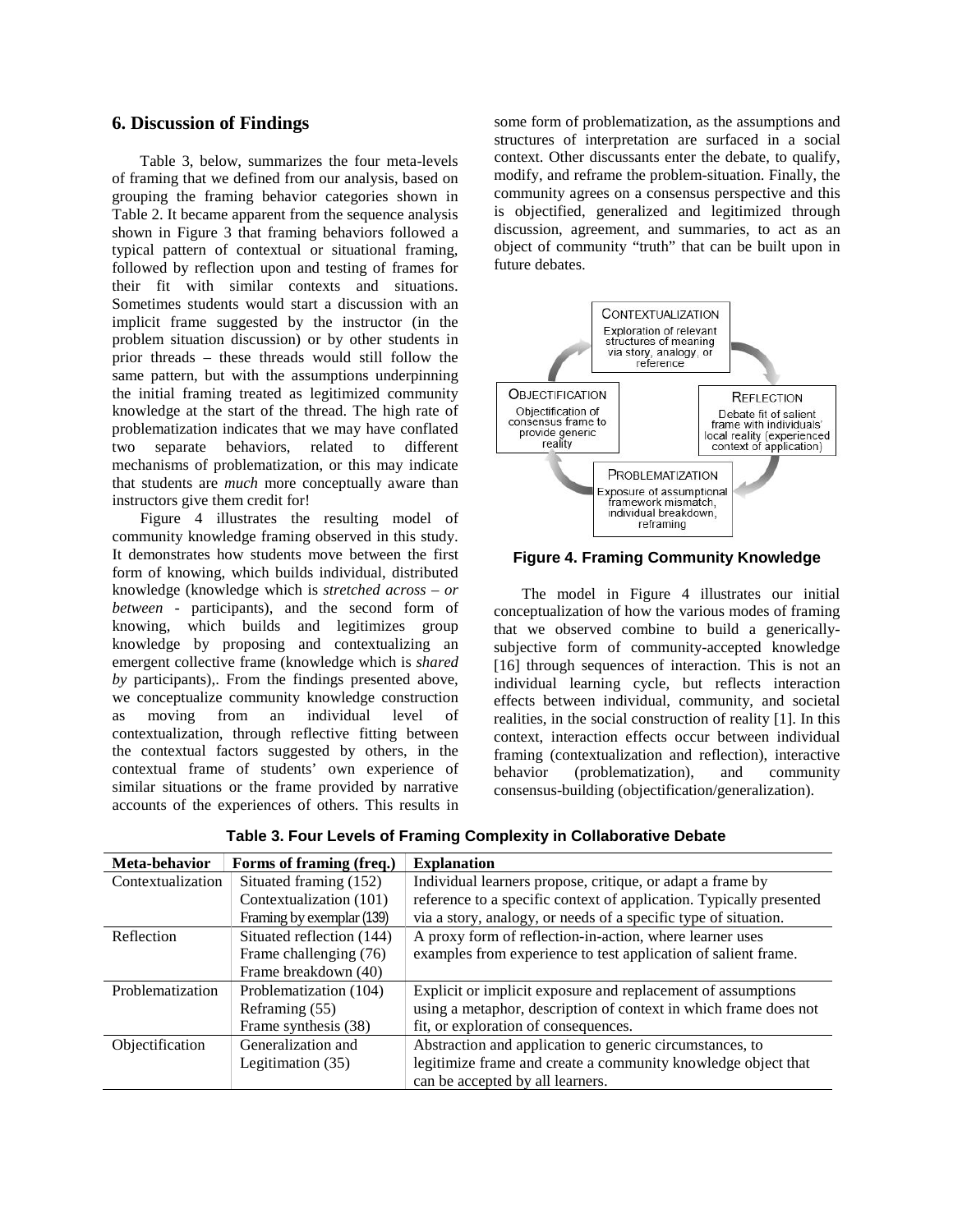## 6. Discussion of Findings

Table 3, below, summarizes the four meta-levels of framing that we defined from our analysis, based on grouping the framing behavior categories shown in Table 2. It became apparent from the sequence analysis shown in Figure 3 that framing behaviors followed a typical pattern of contextual or situational framing, followed by reflection upon and testing of frames for their fit with similar contexts and situations. Sometimes students would start a discussion with an implicit frame suggested by the instructor (in the problem situation discussion) or by other students in prior threads – these threads would still follow the same pattern, but with the assumptions underpinning the initial framing treated as legitimized community knowledge at the start of the thread. The high rate of problematization indicates that we may have conflated two separate behaviors, related to different mechanisms of problematization, or this may indicate that students are *much* more conceptually aware than instructors give them credit for!

Figure 4 illustrates the resulting model of community knowledge framing observed in this study. It demonstrates how students move between the first form of knowing, which builds individual, distributed knowledge (knowledge which is *stretched across – or between* - participants), and the second form of knowing, which builds and legitimizes group knowledge by proposing and contextualizing an emergent collective frame (knowledge which is *shared by* participants),. From the findings presented above, we conceptualize community knowledge construction as moving from an individual level of contextualization, through reflective fitting between the contextual factors suggested by others, in the contextual frame of students' own experience of similar situations or the frame provided by narrative accounts of the experiences of others. This results in some form of problematization, as the assumptions and structures of interpretation are surfaced in a social context. Other discussants enter the debate, to qualify, modify, and reframe the problem-situation. Finally, the community agrees on a consensus perspective and this is objectified, generalized and legitimized through discussion, agreement, and summaries, to act as an object of community "truth" that can be built upon in future debates.

CONTEXTUALIZATION
Exploration of relevant structures of meaning via story, analogy, or reference

REFLECTION
Debate fit of salient frame with individuals' local reality (experienced context of application)

PROBLEMATIZATION
Exposure of assumptional framework mismatch, individual breakdown, reframing

OBJECTIFICATION
Objectification of consensus frame to provide generic reality

**Figure 4. Framing Community Knowledge**

The model in Figure 4 illustrates our initial conceptualization of how the various modes of framing that we observed combine to build a generically-subjective form of community-accepted knowledge [16] through sequences of interaction. This is not an individual learning cycle, but reflects interaction effects between individual, community, and societal realities, in the social construction of reality [1]. In this context, interaction effects occur between individual framing (contextualization and reflection), interactive behavior (problematization), and community consensus-building (objectification/generalization).

**Table 3. Four Levels of Framing Complexity in Collaborative Debate**

| Meta-behavior | Forms of framing (freq.) | Explanation |
|---|---|---|
| Contextualization | Situated framing (152)<br>Contextualization (101)<br>Framing by exemplar (139) | Individual learners propose, critique, or adapt a frame by reference to a specific context of application. Typically presented via a story, analogy, or needs of a specific type of situation. |
| Reflection | Situated reflection (144)<br>Frame challenging (76)<br>Frame breakdown (40) | A proxy form of reflection-in-action, where learner uses examples from experience to test application of salient frame. |
| Problematization | Problematization (104)<br>Reframing (55)<br>Frame synthesis (38) | Explicit or implicit exposure and replacement of assumptions using a metaphor, description of context in which frame does not fit, or exploration of consequences. |
| Objectification | Generalization and Legitimation (35) | Abstraction and application to generic circumstances, to legitimize frame and create a community knowledge object that can be accepted by all learners. |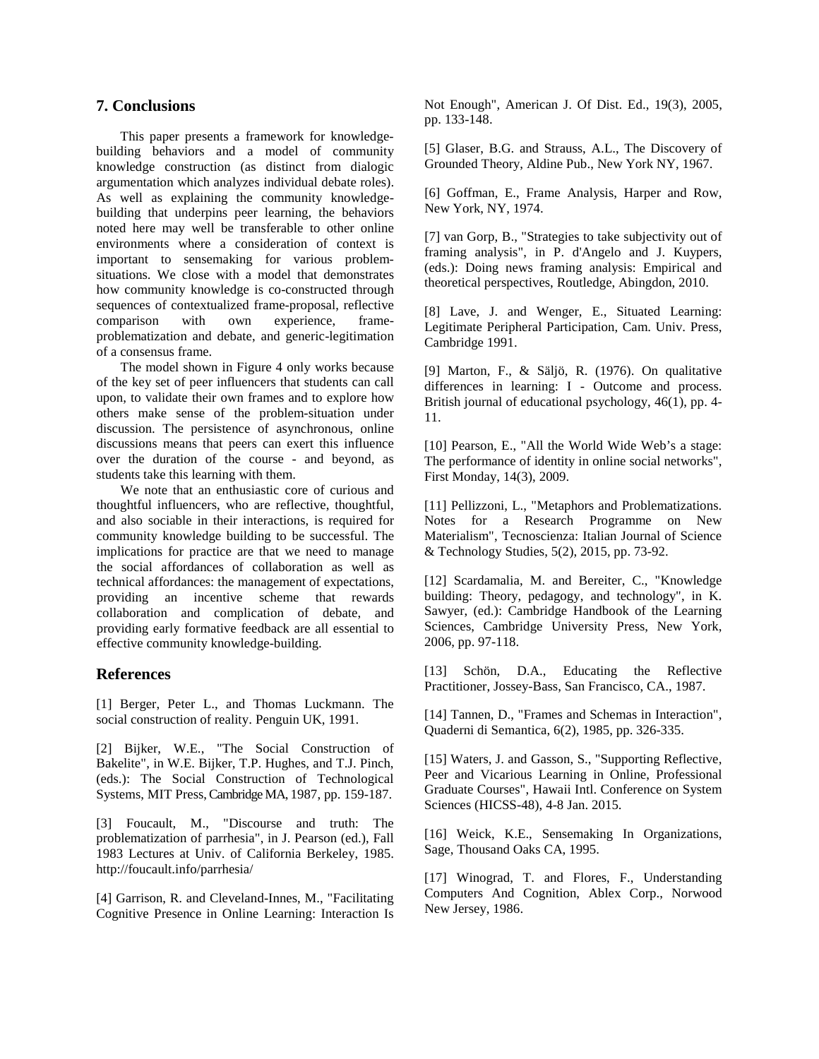## 7. Conclusions

This paper presents a framework for knowledge-building behaviors and a model of community knowledge construction (as distinct from dialogic argumentation which analyzes individual debate roles). As well as explaining the community knowledge-building that underpins peer learning, the behaviors noted here may well be transferable to other online environments where a consideration of context is important to sensemaking for various problem-situations. We close with a model that demonstrates how community knowledge is co-constructed through sequences of contextualized frame-proposal, reflective comparison with own experience, frame-problematization and debate, and generic-legitimation of a consensus frame.

The model shown in Figure 4 only works because of the key set of peer influencers that students can call upon, to validate their own frames and to explore how others make sense of the problem-situation under discussion. The persistence of asynchronous, online discussions means that peers can exert this influence over the duration of the course - and beyond, as students take this learning with them.

We note that an enthusiastic core of curious and thoughtful influencers, who are reflective, thoughtful, and also sociable in their interactions, is required for community knowledge building to be successful. The implications for practice are that we need to manage the social affordances of collaboration as well as technical affordances: the management of expectations, providing an incentive scheme that rewards collaboration and complication of debate, and providing early formative feedback are all essential to effective community knowledge-building.

## References

[1] Berger, Peter L., and Thomas Luckmann. The social construction of reality. Penguin UK, 1991.

[2] Bijker, W.E., "The Social Construction of Bakelite", in W.E. Bijker, T.P. Hughes, and T.J. Pinch, (eds.): The Social Construction of Technological Systems, MIT Press, Cambridge MA, 1987, pp. 159-187.

[3] Foucault, M., "Discourse and truth: The problematization of parrhesia", in J. Pearson (ed.), Fall 1983 Lectures at Univ. of California Berkeley, 1985. http://foucault.info/parrhesia/

[4] Garrison, R. and Cleveland-Innes, M., "Facilitating Cognitive Presence in Online Learning: Interaction Is Not Enough", American J. Of Dist. Ed., 19(3), 2005, pp. 133-148.

[5] Glaser, B.G. and Strauss, A.L., The Discovery of Grounded Theory, Aldine Pub., New York NY, 1967.

[6] Goffman, E., Frame Analysis, Harper and Row, New York, NY, 1974.

[7] van Gorp, B., "Strategies to take subjectivity out of framing analysis", in P. d'Angelo and J. Kuypers, (eds.): Doing news framing analysis: Empirical and theoretical perspectives, Routledge, Abingdon, 2010.

[8] Lave, J. and Wenger, E., Situated Learning: Legitimate Peripheral Participation, Cam. Univ. Press, Cambridge 1991.

[9] Marton, F., & Säljö, R. (1976). On qualitative differences in learning: I - Outcome and process. British journal of educational psychology, 46(1), pp. 4-11.

[10] Pearson, E., "All the World Wide Web's a stage: The performance of identity in online social networks", First Monday, 14(3), 2009.

[11] Pellizzoni, L., "Metaphors and Problematizations. Notes for a Research Programme on New Materialism", Tecnoscienza: Italian Journal of Science & Technology Studies, 5(2), 2015, pp. 73-92.

[12] Scardamalia, M. and Bereiter, C., "Knowledge building: Theory, pedagogy, and technology", in K. Sawyer, (ed.): Cambridge Handbook of the Learning Sciences, Cambridge University Press, New York, 2006, pp. 97-118.

[13] Schön, D.A., Educating the Reflective Practitioner, Jossey-Bass, San Francisco, CA., 1987.

[14] Tannen, D., "Frames and Schemas in Interaction", Quaderni di Semantica, 6(2), 1985, pp. 326-335.

[15] Waters, J. and Gasson, S., "Supporting Reflective, Peer and Vicarious Learning in Online, Professional Graduate Courses", Hawaii Intl. Conference on System Sciences (HICSS-48), 4-8 Jan. 2015.

[16] Weick, K.E., Sensemaking In Organizations, Sage, Thousand Oaks CA, 1995.

[17] Winograd, T. and Flores, F., Understanding Computers And Cognition, Ablex Corp., Norwood New Jersey, 1986.